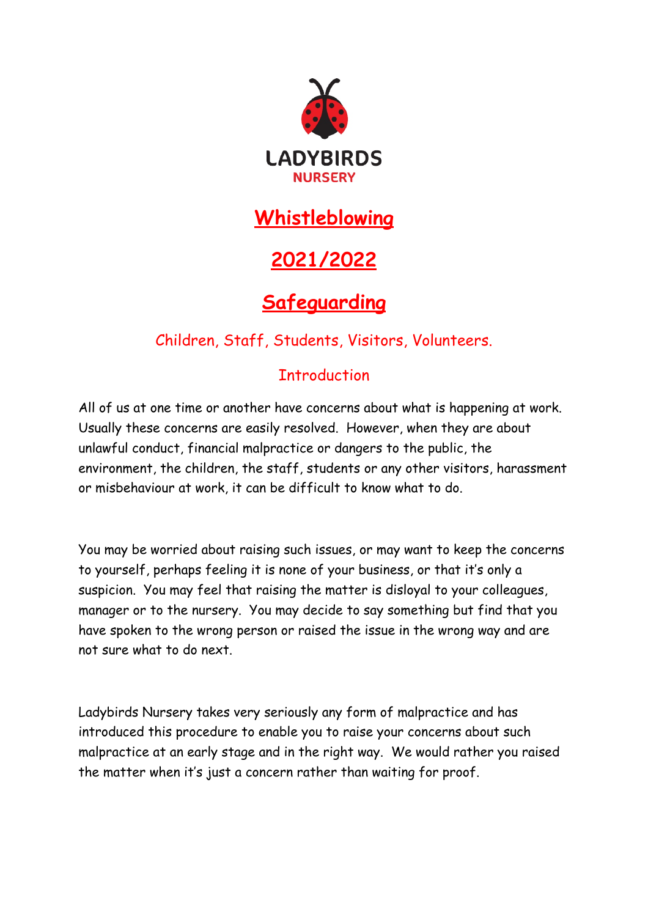LADYBIRDS
NURSERY

# Whistleblowing

# 2021/2022

# Safeguarding

Children, Staff, Students, Visitors, Volunteers.

## Introduction

All of us at one time or another have concerns about what is happening at work. Usually these concerns are easily resolved. However, when they are about unlawful conduct, financial malpractice or dangers to the public, the environment, the children, the staff, students or any other visitors, harassment or misbehaviour at work, it can be difficult to know what to do.

You may be worried about raising such issues, or may want to keep the concerns to yourself, perhaps feeling it is none of your business, or that it's only a suspicion. You may feel that raising the matter is disloyal to your colleagues, manager or to the nursery. You may decide to say something but find that you have spoken to the wrong person or raised the issue in the wrong way and are not sure what to do next.

Ladybirds Nursery takes very seriously any form of malpractice and has introduced this procedure to enable you to raise your concerns about such malpractice at an early stage and in the right way. We would rather you raised the matter when it's just a concern rather than waiting for proof.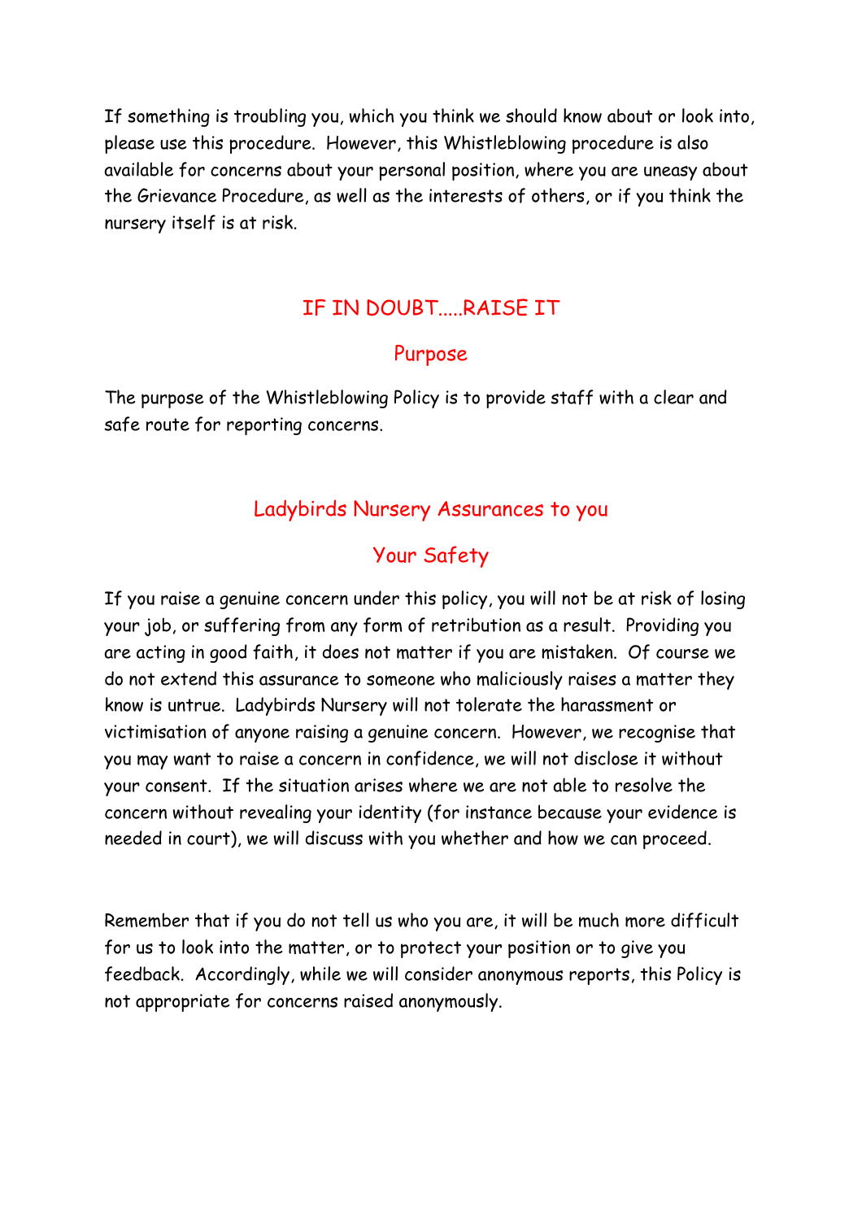If something is troubling you, which you think we should know about or look into, please use this procedure. However, this Whistleblowing procedure is also available for concerns about your personal position, where you are uneasy about the Grievance Procedure, as well as the interests of others, or if you think the nursery itself is at risk.

## IF IN DOUBT.....RAISE IT

## Purpose

The purpose of the Whistleblowing Policy is to provide staff with a clear and safe route for reporting concerns.

## Ladybirds Nursery Assurances to you

### Your Safety

If you raise a genuine concern under this policy, you will not be at risk of losing your job, or suffering from any form of retribution as a result. Providing you are acting in good faith, it does not matter if you are mistaken. Of course we do not extend this assurance to someone who maliciously raises a matter they know is untrue. Ladybirds Nursery will not tolerate the harassment or victimisation of anyone raising a genuine concern. However, we recognise that you may want to raise a concern in confidence, we will not disclose it without your consent. If the situation arises where we are not able to resolve the concern without revealing your identity (for instance because your evidence is needed in court), we will discuss with you whether and how we can proceed.

Remember that if you do not tell us who you are, it will be much more difficult for us to look into the matter, or to protect your position or to give you feedback. Accordingly, while we will consider anonymous reports, this Policy is not appropriate for concerns raised anonymously.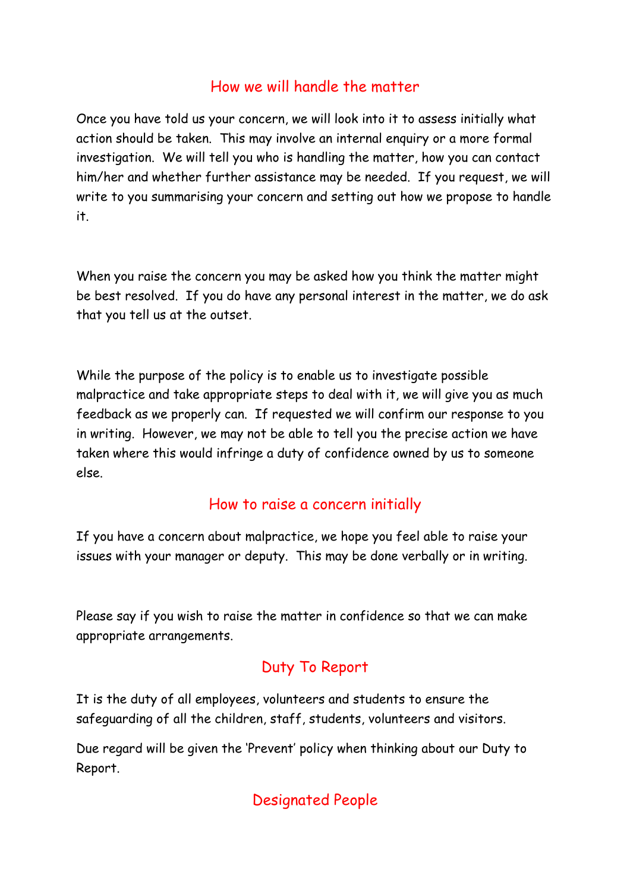## How we will handle the matter

Once you have told us your concern, we will look into it to assess initially what action should be taken. This may involve an internal enquiry or a more formal investigation. We will tell you who is handling the matter, how you can contact him/her and whether further assistance may be needed. If you request, we will write to you summarising your concern and setting out how we propose to handle it.

When you raise the concern you may be asked how you think the matter might be best resolved. If you do have any personal interest in the matter, we do ask that you tell us at the outset.

While the purpose of the policy is to enable us to investigate possible malpractice and take appropriate steps to deal with it, we will give you as much feedback as we properly can. If requested we will confirm our response to you in writing. However, we may not be able to tell you the precise action we have taken where this would infringe a duty of confidence owned by us to someone else.

## How to raise a concern initially

If you have a concern about malpractice, we hope you feel able to raise your issues with your manager or deputy. This may be done verbally or in writing.

Please say if you wish to raise the matter in confidence so that we can make appropriate arrangements.

## Duty To Report

It is the duty of all employees, volunteers and students to ensure the safeguarding of all the children, staff, students, volunteers and visitors.

Due regard will be given the 'Prevent' policy when thinking about our Duty to Report.

## Designated People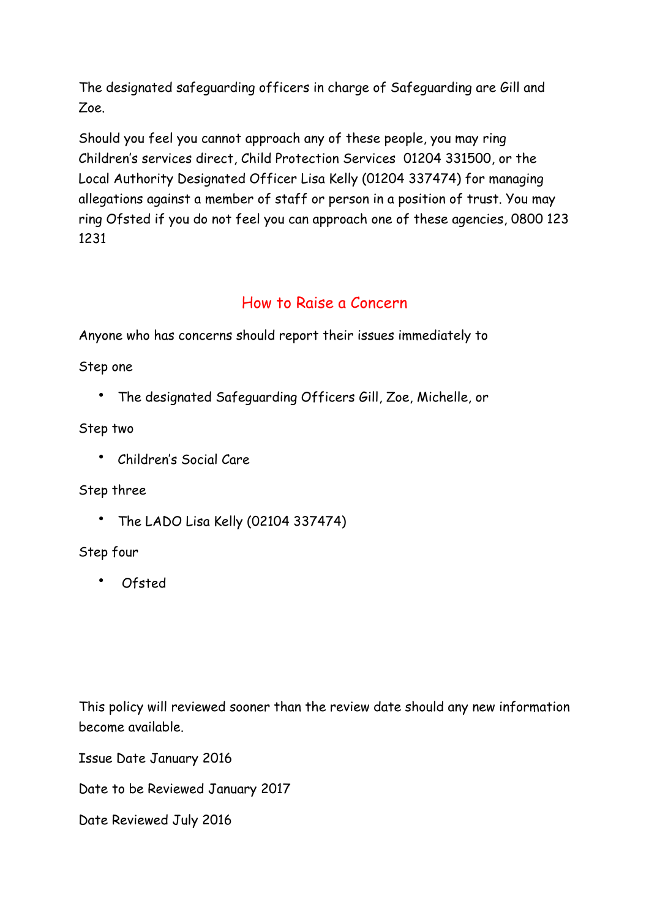The designated safeguarding officers in charge of Safeguarding are Gill and Zoe.

Should you feel you cannot approach any of these people, you may ring Children's services direct, Child Protection Services 01204 331500, or the Local Authority Designated Officer Lisa Kelly (01204 337474) for managing allegations against a member of staff or person in a position of trust. You may ring Ofsted if you do not feel you can approach one of these agencies, 0800 123 1231

## How to Raise a Concern

Anyone who has concerns should report their issues immediately to

Step one

- The designated Safeguarding Officers Gill, Zoe, Michelle, or

Step two

- Children's Social Care

Step three

- The LADO Lisa Kelly (02104 337474)

Step four

- Ofsted

This policy will reviewed sooner than the review date should any new information become available.

Issue Date January 2016

Date to be Reviewed January 2017

Date Reviewed July 2016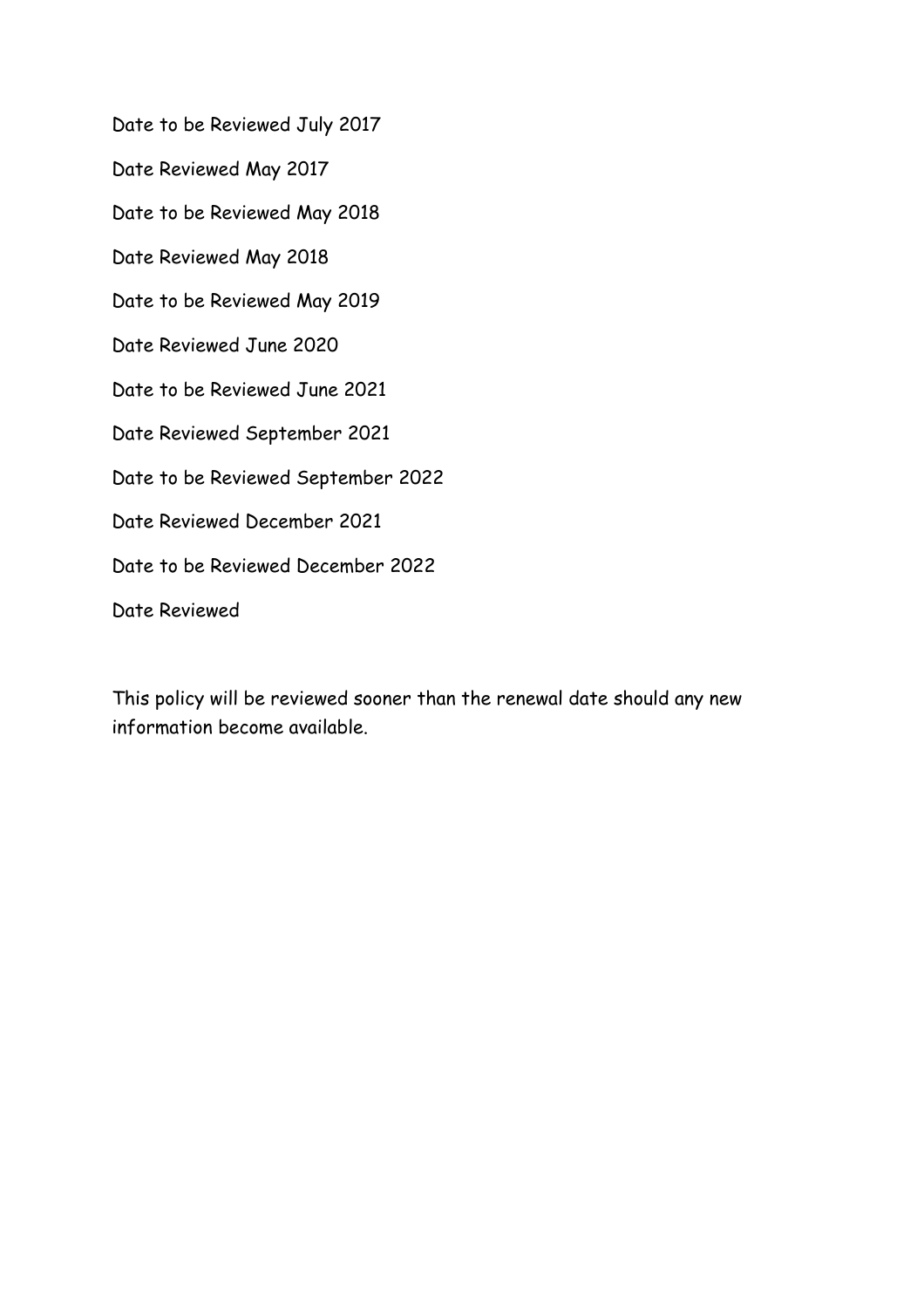Date to be Reviewed July 2017

Date Reviewed May 2017

Date to be Reviewed May 2018

Date Reviewed May 2018

Date to be Reviewed May 2019

Date Reviewed June 2020

Date to be Reviewed June 2021

Date Reviewed September 2021

Date to be Reviewed September 2022

Date Reviewed December 2021

Date to be Reviewed December 2022

Date Reviewed

This policy will be reviewed sooner than the renewal date should any new information become available.